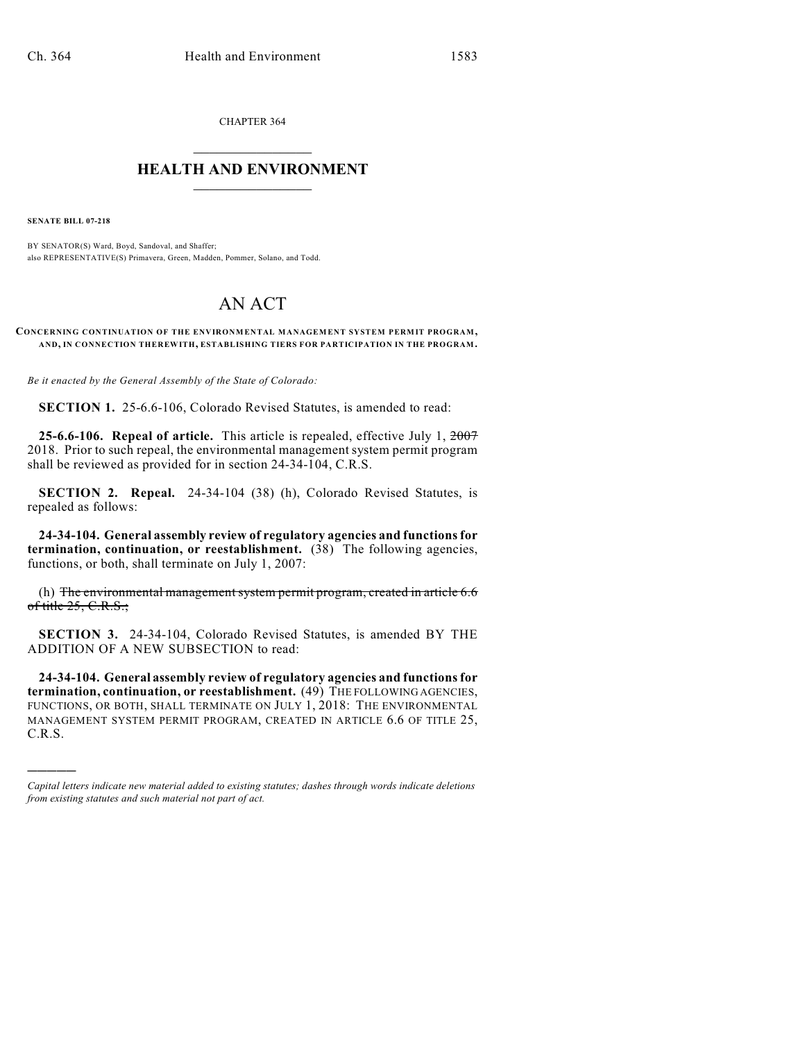CHAPTER 364

# HEALTH AND ENVIRONMENT

**SENATE BILL 07-218**

BY SENATOR(S) Ward, Boyd, Sandoval, and Shaffer;
also REPRESENTATIVE(S) Primavera, Green, Madden, Pommer, Solano, and Todd.

# AN ACT

**CONCERNING CONTINUATION OF THE ENVIRONMENTAL MANAGEMENT SYSTEM PERMIT PROGRAM, AND, IN CONNECTION THEREWITH, ESTABLISHING TIERS FOR PARTICIPATION IN THE PROGRAM.**

*Be it enacted by the General Assembly of the State of Colorado:*

**SECTION 1.** 25-6.6-106, Colorado Revised Statutes, is amended to read:

**25-6.6-106. Repeal of article.** This article is repealed, effective July 1, ~~2007~~ 2018. Prior to such repeal, the environmental management system permit program shall be reviewed as provided for in section 24-34-104, C.R.S.

**SECTION 2. Repeal.** 24-34-104 (38) (h), Colorado Revised Statutes, is repealed as follows:

**24-34-104. General assembly review of regulatory agencies and functions for termination, continuation, or reestablishment.** (38) The following agencies, functions, or both, shall terminate on July 1, 2007:

(h) ~~The environmental management system permit program, created in article 6.6 of title 25, C.R.S.;~~

**SECTION 3.** 24-34-104, Colorado Revised Statutes, is amended BY THE ADDITION OF A NEW SUBSECTION to read:

**24-34-104. General assembly review of regulatory agencies and functions for termination, continuation, or reestablishment.** (49) THE FOLLOWING AGENCIES, FUNCTIONS, OR BOTH, SHALL TERMINATE ON JULY 1, 2018: THE ENVIRONMENTAL MANAGEMENT SYSTEM PERMIT PROGRAM, CREATED IN ARTICLE 6.6 OF TITLE 25, C.R.S.

---

*Capital letters indicate new material added to existing statutes; dashes through words indicate deletions from existing statutes and such material not part of act.*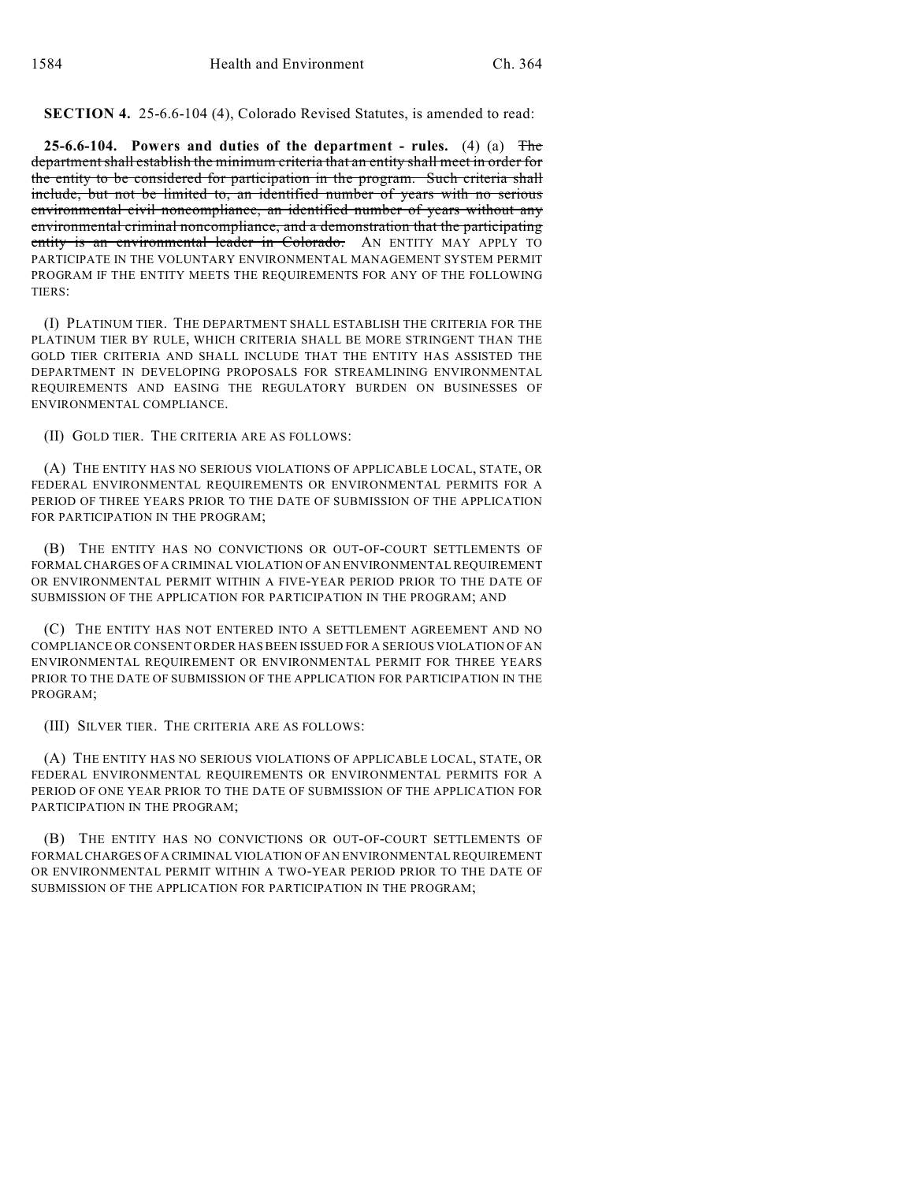**SECTION 4.** 25-6.6-104 (4), Colorado Revised Statutes, is amended to read:

**25-6.6-104. Powers and duties of the department - rules.** (4) (a) ~~The department shall establish the minimum criteria that an entity shall meet in order for the entity to be considered for participation in the program. Such criteria shall include, but not be limited to, an identified number of years with no serious environmental civil noncompliance, an identified number of years without any environmental criminal noncompliance, and a demonstration that the participating entity is an environmental leader in Colorado.~~ AN ENTITY MAY APPLY TO PARTICIPATE IN THE VOLUNTARY ENVIRONMENTAL MANAGEMENT SYSTEM PERMIT PROGRAM IF THE ENTITY MEETS THE REQUIREMENTS FOR ANY OF THE FOLLOWING TIERS:

(I) PLATINUM TIER. THE DEPARTMENT SHALL ESTABLISH THE CRITERIA FOR THE PLATINUM TIER BY RULE, WHICH CRITERIA SHALL BE MORE STRINGENT THAN THE GOLD TIER CRITERIA AND SHALL INCLUDE THAT THE ENTITY HAS ASSISTED THE DEPARTMENT IN DEVELOPING PROPOSALS FOR STREAMLINING ENVIRONMENTAL REQUIREMENTS AND EASING THE REGULATORY BURDEN ON BUSINESSES OF ENVIRONMENTAL COMPLIANCE.

(II) GOLD TIER. THE CRITERIA ARE AS FOLLOWS:

(A) THE ENTITY HAS NO SERIOUS VIOLATIONS OF APPLICABLE LOCAL, STATE, OR FEDERAL ENVIRONMENTAL REQUIREMENTS OR ENVIRONMENTAL PERMITS FOR A PERIOD OF THREE YEARS PRIOR TO THE DATE OF SUBMISSION OF THE APPLICATION FOR PARTICIPATION IN THE PROGRAM;

(B) THE ENTITY HAS NO CONVICTIONS OR OUT-OF-COURT SETTLEMENTS OF FORMAL CHARGES OF A CRIMINAL VIOLATION OF AN ENVIRONMENTAL REQUIREMENT OR ENVIRONMENTAL PERMIT WITHIN A FIVE-YEAR PERIOD PRIOR TO THE DATE OF SUBMISSION OF THE APPLICATION FOR PARTICIPATION IN THE PROGRAM; AND

(C) THE ENTITY HAS NOT ENTERED INTO A SETTLEMENT AGREEMENT AND NO COMPLIANCE OR CONSENT ORDER HAS BEEN ISSUED FOR A SERIOUS VIOLATION OF AN ENVIRONMENTAL REQUIREMENT OR ENVIRONMENTAL PERMIT FOR THREE YEARS PRIOR TO THE DATE OF SUBMISSION OF THE APPLICATION FOR PARTICIPATION IN THE PROGRAM;

(III) SILVER TIER. THE CRITERIA ARE AS FOLLOWS:

(A) THE ENTITY HAS NO SERIOUS VIOLATIONS OF APPLICABLE LOCAL, STATE, OR FEDERAL ENVIRONMENTAL REQUIREMENTS OR ENVIRONMENTAL PERMITS FOR A PERIOD OF ONE YEAR PRIOR TO THE DATE OF SUBMISSION OF THE APPLICATION FOR PARTICIPATION IN THE PROGRAM;

(B) THE ENTITY HAS NO CONVICTIONS OR OUT-OF-COURT SETTLEMENTS OF FORMAL CHARGES OF A CRIMINAL VIOLATION OF AN ENVIRONMENTAL REQUIREMENT OR ENVIRONMENTAL PERMIT WITHIN A TWO-YEAR PERIOD PRIOR TO THE DATE OF SUBMISSION OF THE APPLICATION FOR PARTICIPATION IN THE PROGRAM;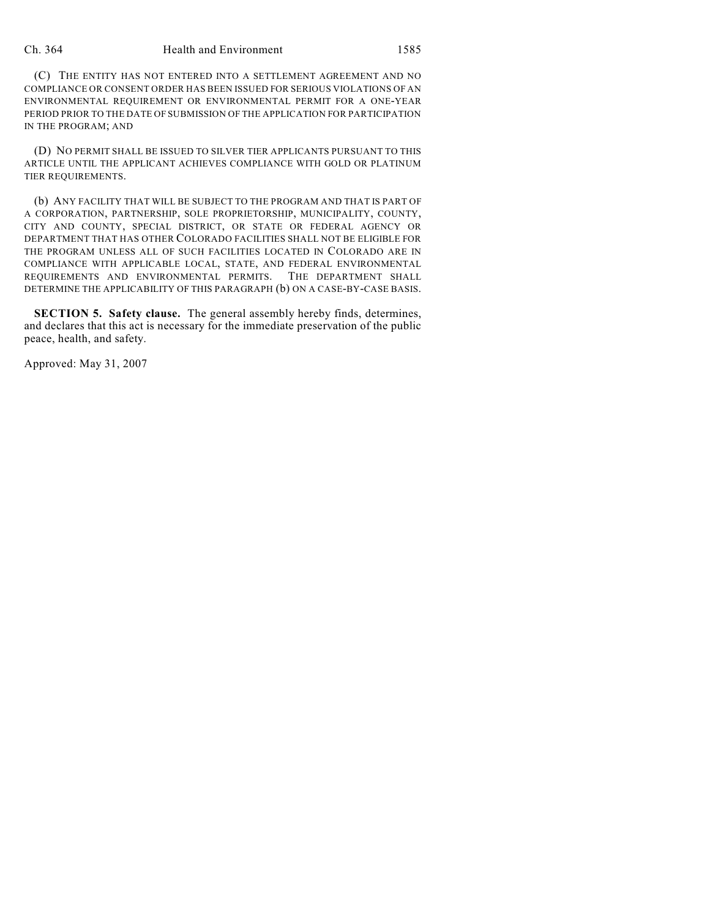(C) THE ENTITY HAS NOT ENTERED INTO A SETTLEMENT AGREEMENT AND NO COMPLIANCE OR CONSENT ORDER HAS BEEN ISSUED FOR SERIOUS VIOLATIONS OF AN ENVIRONMENTAL REQUIREMENT OR ENVIRONMENTAL PERMIT FOR A ONE-YEAR PERIOD PRIOR TO THE DATE OF SUBMISSION OF THE APPLICATION FOR PARTICIPATION IN THE PROGRAM; AND

(D) NO PERMIT SHALL BE ISSUED TO SILVER TIER APPLICANTS PURSUANT TO THIS ARTICLE UNTIL THE APPLICANT ACHIEVES COMPLIANCE WITH GOLD OR PLATINUM TIER REQUIREMENTS.

(b) ANY FACILITY THAT WILL BE SUBJECT TO THE PROGRAM AND THAT IS PART OF A CORPORATION, PARTNERSHIP, SOLE PROPRIETORSHIP, MUNICIPALITY, COUNTY, CITY AND COUNTY, SPECIAL DISTRICT, OR STATE OR FEDERAL AGENCY OR DEPARTMENT THAT HAS OTHER COLORADO FACILITIES SHALL NOT BE ELIGIBLE FOR THE PROGRAM UNLESS ALL OF SUCH FACILITIES LOCATED IN COLORADO ARE IN COMPLIANCE WITH APPLICABLE LOCAL, STATE, AND FEDERAL ENVIRONMENTAL REQUIREMENTS AND ENVIRONMENTAL PERMITS. THE DEPARTMENT SHALL DETERMINE THE APPLICABILITY OF THIS PARAGRAPH (b) ON A CASE-BY-CASE BASIS.

**SECTION 5. Safety clause.** The general assembly hereby finds, determines, and declares that this act is necessary for the immediate preservation of the public peace, health, and safety.

Approved: May 31, 2007